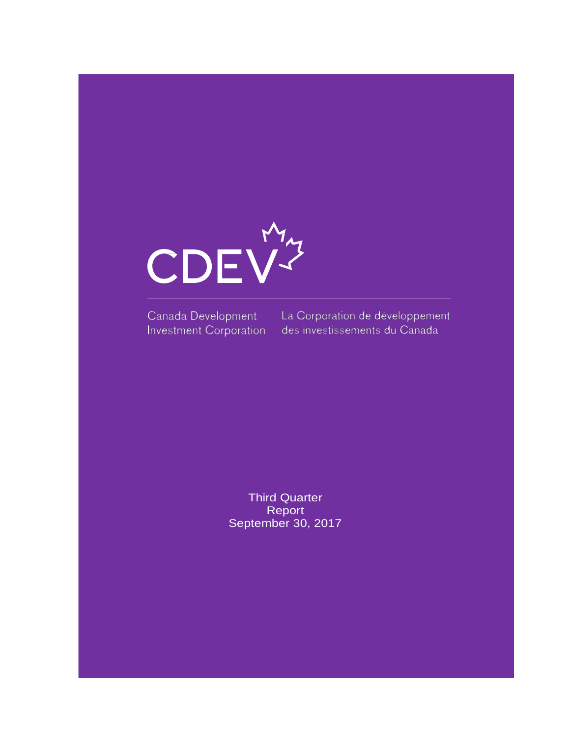# CDEV

Canada Development Investment Corporation

La Corporation de développement des investissements du Canada

Third Quarter Report September 30, 2017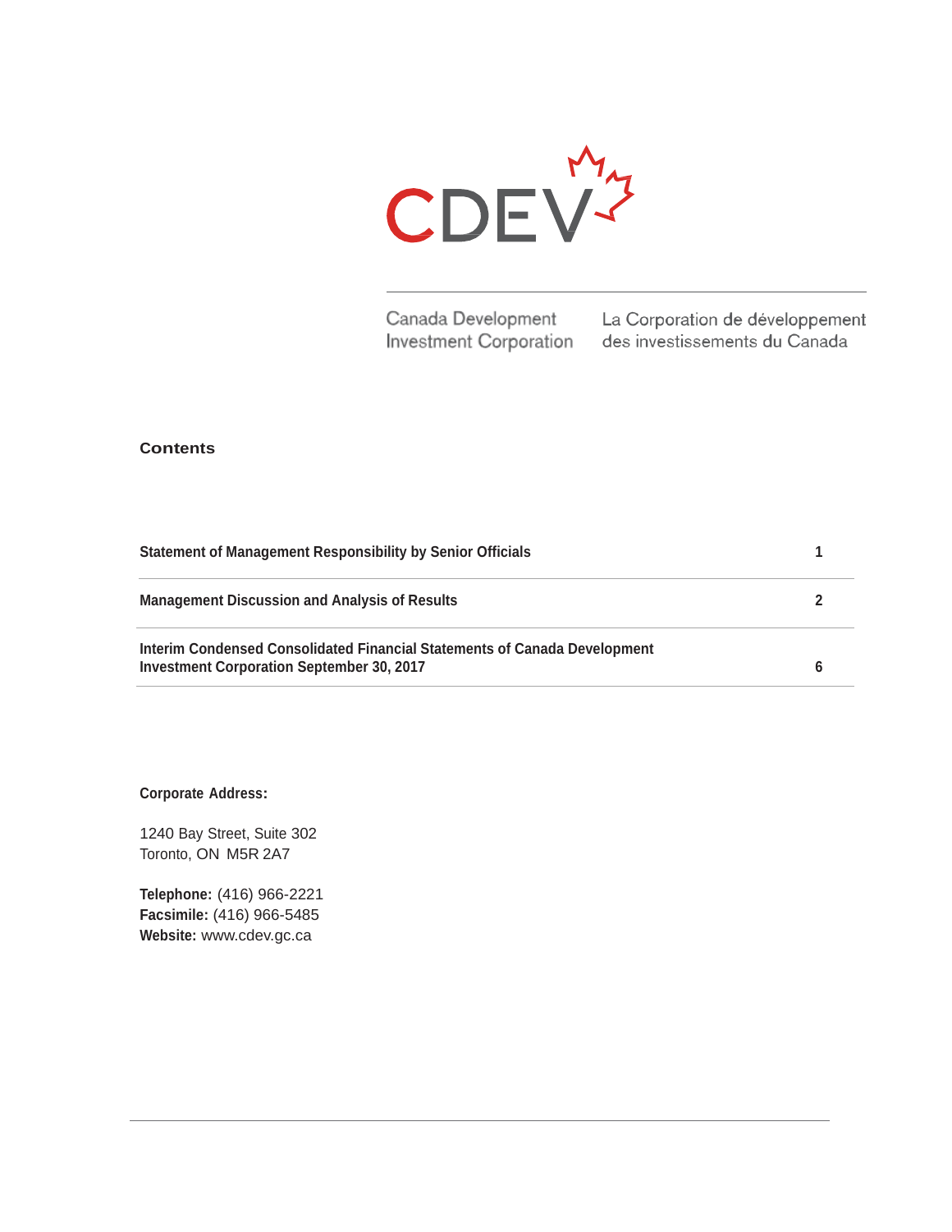CDEV

Canada Development Investment Corporation

La Corporation de développement des investissements du Canada

## Contents

| | |
|---|---|
| **Statement of Management Responsibility by Senior Officials** | **1** |
| **Management Discussion and Analysis of Results** | **2** |
| **Interim Condensed Consolidated Financial Statements of Canada Development Investment Corporation September 30, 2017** | **6** |

**Corporate Address:**

1240 Bay Street, Suite 302
Toronto, ON M5R 2A7

**Telephone:** (416) 966-2221
**Facsimile:** (416) 966-5485
**Website:** www.cdev.gc.ca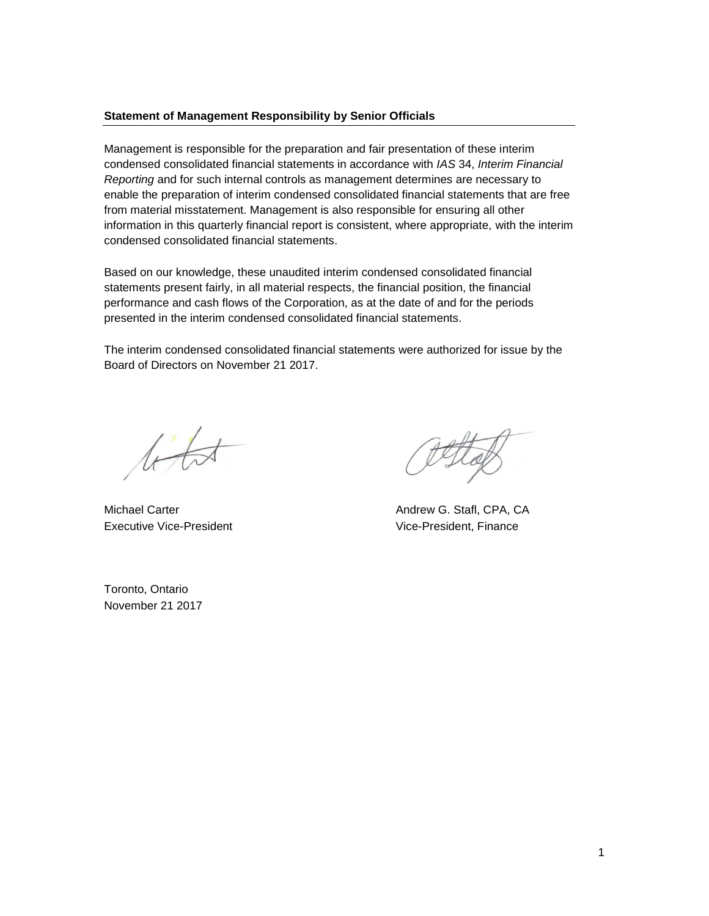**Statement of Management Responsibility by Senior Officials**

Management is responsible for the preparation and fair presentation of these interim condensed consolidated financial statements in accordance with *IAS* 34, *Interim Financial Reporting* and for such internal controls as management determines are necessary to enable the preparation of interim condensed consolidated financial statements that are free from material misstatement. Management is also responsible for ensuring all other information in this quarterly financial report is consistent, where appropriate, with the interim condensed consolidated financial statements.

Based on our knowledge, these unaudited interim condensed consolidated financial statements present fairly, in all material respects, the financial position, the financial performance and cash flows of the Corporation, as at the date of and for the periods presented in the interim condensed consolidated financial statements.

The interim condensed consolidated financial statements were authorized for issue by the Board of Directors on November 21 2017.

Michael Carter
Executive Vice-President

Andrew G. Stafl, CPA, CA
Vice-President, Finance

Toronto, Ontario
November 21 2017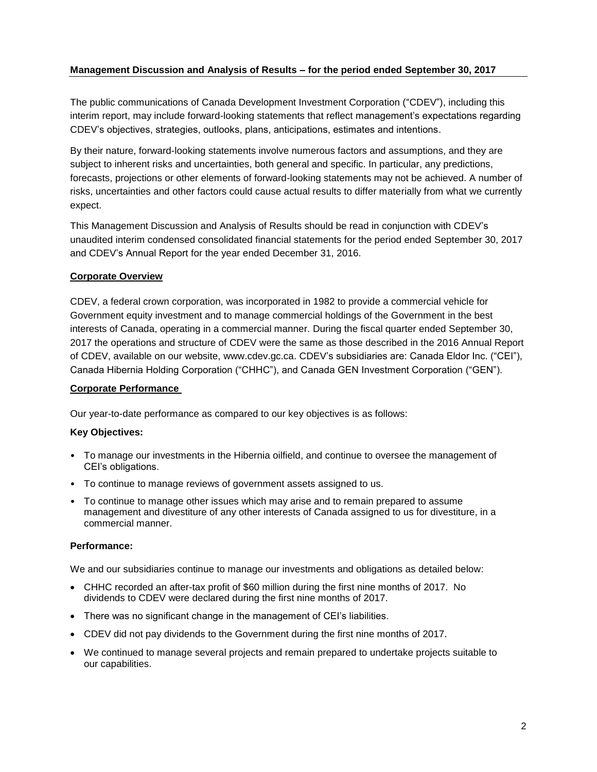## Management Discussion and Analysis of Results – for the period ended September 30, 2017

The public communications of Canada Development Investment Corporation ("CDEV"), including this interim report, may include forward-looking statements that reflect management's expectations regarding CDEV's objectives, strategies, outlooks, plans, anticipations, estimates and intentions.

By their nature, forward-looking statements involve numerous factors and assumptions, and they are subject to inherent risks and uncertainties, both general and specific. In particular, any predictions, forecasts, projections or other elements of forward-looking statements may not be achieved. A number of risks, uncertainties and other factors could cause actual results to differ materially from what we currently expect.

This Management Discussion and Analysis of Results should be read in conjunction with CDEV's unaudited interim condensed consolidated financial statements for the period ended September 30, 2017 and CDEV's Annual Report for the year ended December 31, 2016.

### Corporate Overview

CDEV, a federal crown corporation, was incorporated in 1982 to provide a commercial vehicle for Government equity investment and to manage commercial holdings of the Government in the best interests of Canada, operating in a commercial manner. During the fiscal quarter ended September 30, 2017 the operations and structure of CDEV were the same as those described in the 2016 Annual Report of CDEV, available on our website, www.cdev.gc.ca. CDEV's subsidiaries are: Canada Eldor Inc. ("CEI"), Canada Hibernia Holding Corporation ("CHHC"), and Canada GEN Investment Corporation ("GEN").

### Corporate Performance

Our year-to-date performance as compared to our key objectives is as follows:

**Key Objectives:**

- To manage our investments in the Hibernia oilfield, and continue to oversee the management of CEI's obligations.
- To continue to manage reviews of government assets assigned to us.
- To continue to manage other issues which may arise and to remain prepared to assume management and divestiture of any other interests of Canada assigned to us for divestiture, in a commercial manner.

**Performance:**

We and our subsidiaries continue to manage our investments and obligations as detailed below:

- CHHC recorded an after-tax profit of $60 million during the first nine months of 2017. No dividends to CDEV were declared during the first nine months of 2017.
- There was no significant change in the management of CEI's liabilities.
- CDEV did not pay dividends to the Government during the first nine months of 2017.
- We continued to manage several projects and remain prepared to undertake projects suitable to our capabilities.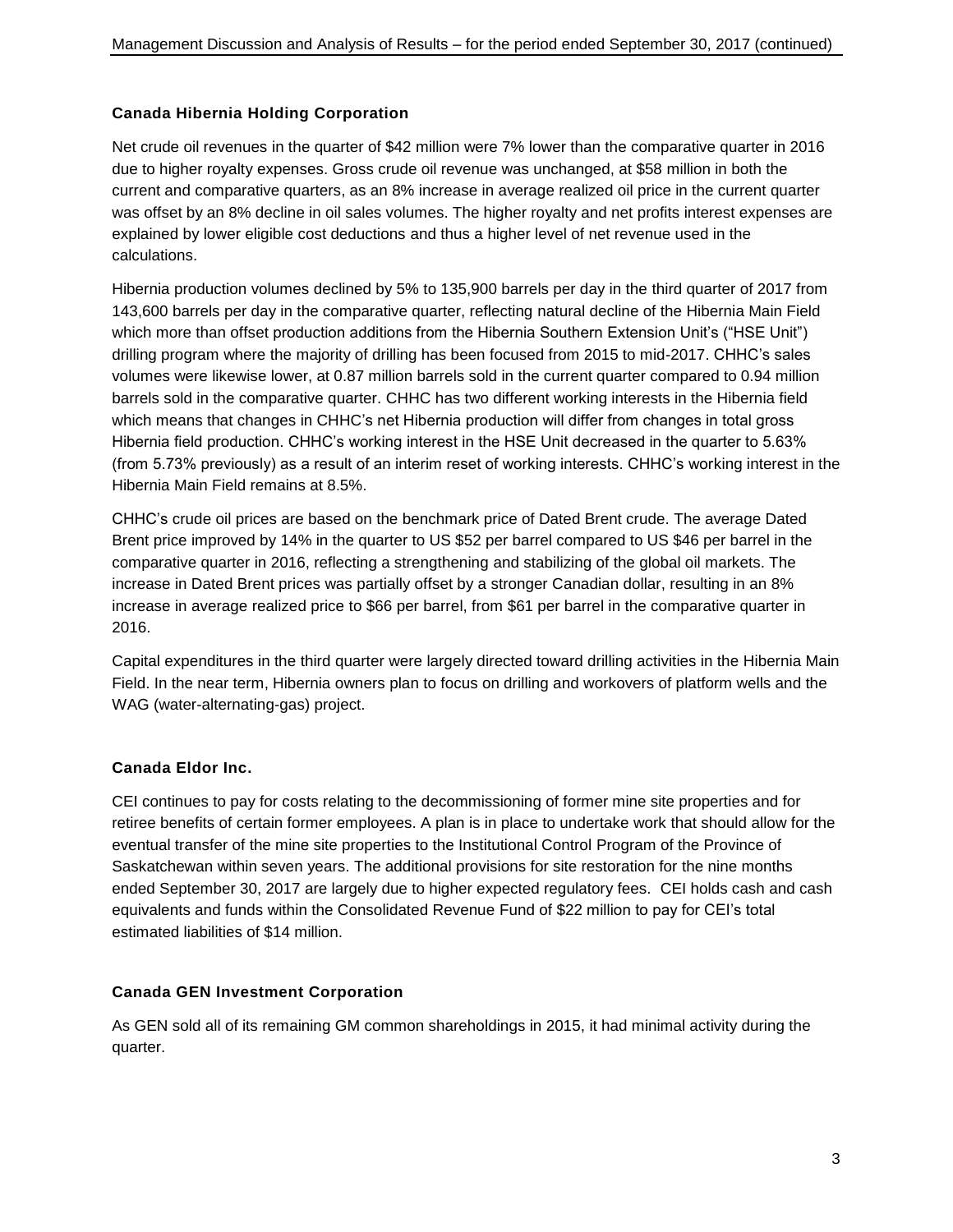### Canada Hibernia Holding Corporation

Net crude oil revenues in the quarter of $42 million were 7% lower than the comparative quarter in 2016 due to higher royalty expenses. Gross crude oil revenue was unchanged, at $58 million in both the current and comparative quarters, as an 8% increase in average realized oil price in the current quarter was offset by an 8% decline in oil sales volumes. The higher royalty and net profits interest expenses are explained by lower eligible cost deductions and thus a higher level of net revenue used in the calculations.

Hibernia production volumes declined by 5% to 135,900 barrels per day in the third quarter of 2017 from 143,600 barrels per day in the comparative quarter, reflecting natural decline of the Hibernia Main Field which more than offset production additions from the Hibernia Southern Extension Unit's ("HSE Unit") drilling program where the majority of drilling has been focused from 2015 to mid-2017. CHHC's sales volumes were likewise lower, at 0.87 million barrels sold in the current quarter compared to 0.94 million barrels sold in the comparative quarter. CHHC has two different working interests in the Hibernia field which means that changes in CHHC's net Hibernia production will differ from changes in total gross Hibernia field production. CHHC's working interest in the HSE Unit decreased in the quarter to 5.63% (from 5.73% previously) as a result of an interim reset of working interests. CHHC's working interest in the Hibernia Main Field remains at 8.5%.

CHHC's crude oil prices are based on the benchmark price of Dated Brent crude. The average Dated Brent price improved by 14% in the quarter to US $52 per barrel compared to US $46 per barrel in the comparative quarter in 2016, reflecting a strengthening and stabilizing of the global oil markets. The increase in Dated Brent prices was partially offset by a stronger Canadian dollar, resulting in an 8% increase in average realized price to $66 per barrel, from $61 per barrel in the comparative quarter in 2016.

Capital expenditures in the third quarter were largely directed toward drilling activities in the Hibernia Main Field. In the near term, Hibernia owners plan to focus on drilling and workovers of platform wells and the WAG (water-alternating-gas) project.

### Canada Eldor Inc.

CEI continues to pay for costs relating to the decommissioning of former mine site properties and for retiree benefits of certain former employees. A plan is in place to undertake work that should allow for the eventual transfer of the mine site properties to the Institutional Control Program of the Province of Saskatchewan within seven years. The additional provisions for site restoration for the nine months ended September 30, 2017 are largely due to higher expected regulatory fees. CEI holds cash and cash equivalents and funds within the Consolidated Revenue Fund of $22 million to pay for CEI's total estimated liabilities of $14 million.

### Canada GEN Investment Corporation

As GEN sold all of its remaining GM common shareholdings in 2015, it had minimal activity during the quarter.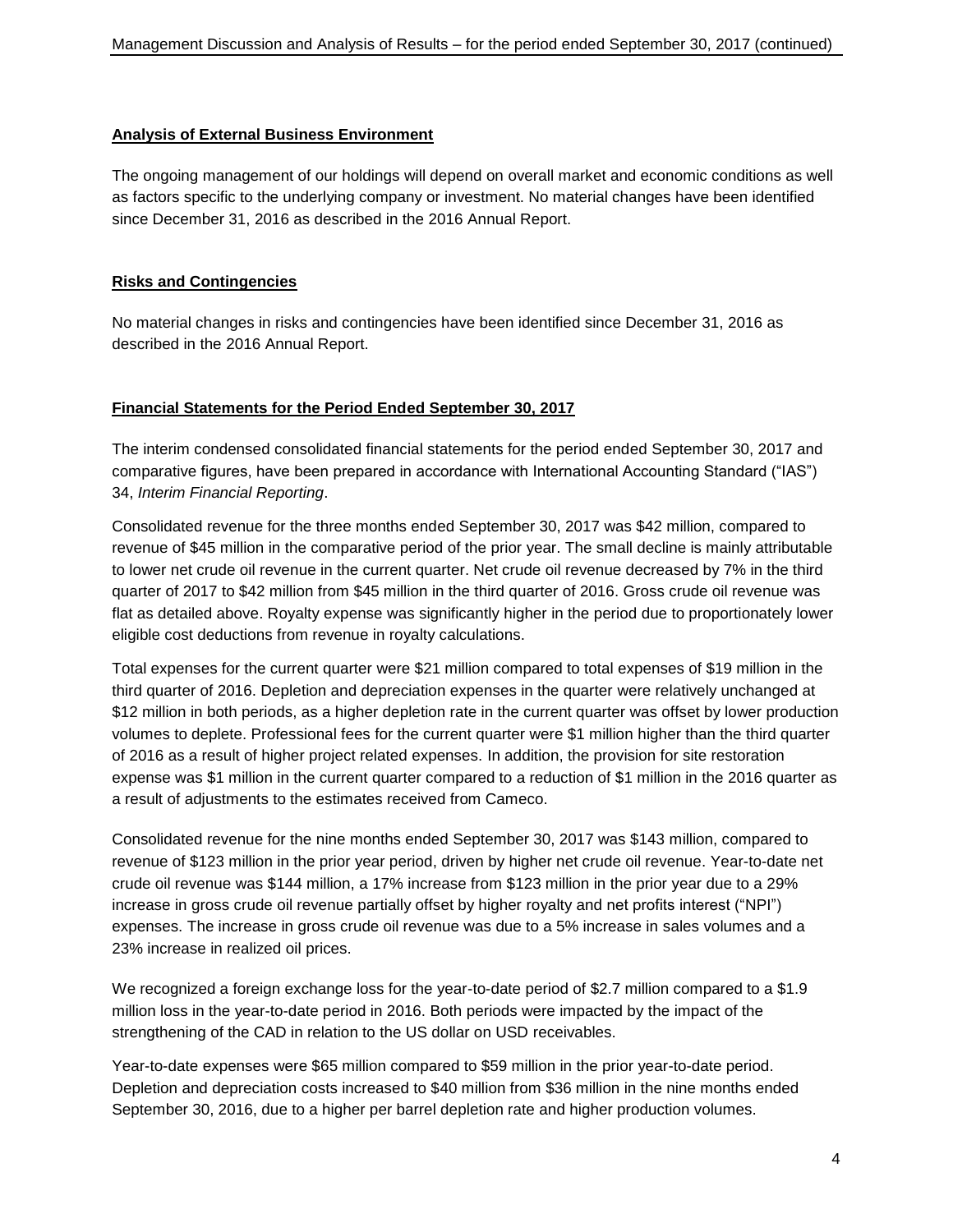## Analysis of External Business Environment

The ongoing management of our holdings will depend on overall market and economic conditions as well as factors specific to the underlying company or investment. No material changes have been identified since December 31, 2016 as described in the 2016 Annual Report.

## Risks and Contingencies

No material changes in risks and contingencies have been identified since December 31, 2016 as described in the 2016 Annual Report.

## Financial Statements for the Period Ended September 30, 2017

The interim condensed consolidated financial statements for the period ended September 30, 2017 and comparative figures, have been prepared in accordance with International Accounting Standard ("IAS") 34, *Interim Financial Reporting*.

Consolidated revenue for the three months ended September 30, 2017 was $42 million, compared to revenue of $45 million in the comparative period of the prior year. The small decline is mainly attributable to lower net crude oil revenue in the current quarter. Net crude oil revenue decreased by 7% in the third quarter of 2017 to $42 million from $45 million in the third quarter of 2016. Gross crude oil revenue was flat as detailed above. Royalty expense was significantly higher in the period due to proportionately lower eligible cost deductions from revenue in royalty calculations.

Total expenses for the current quarter were $21 million compared to total expenses of $19 million in the third quarter of 2016. Depletion and depreciation expenses in the quarter were relatively unchanged at $12 million in both periods, as a higher depletion rate in the current quarter was offset by lower production volumes to deplete. Professional fees for the current quarter were $1 million higher than the third quarter of 2016 as a result of higher project related expenses. In addition, the provision for site restoration expense was $1 million in the current quarter compared to a reduction of $1 million in the 2016 quarter as a result of adjustments to the estimates received from Cameco.

Consolidated revenue for the nine months ended September 30, 2017 was $143 million, compared to revenue of $123 million in the prior year period, driven by higher net crude oil revenue. Year-to-date net crude oil revenue was $144 million, a 17% increase from $123 million in the prior year due to a 29% increase in gross crude oil revenue partially offset by higher royalty and net profits interest ("NPI") expenses. The increase in gross crude oil revenue was due to a 5% increase in sales volumes and a 23% increase in realized oil prices.

We recognized a foreign exchange loss for the year-to-date period of $2.7 million compared to a $1.9 million loss in the year-to-date period in 2016. Both periods were impacted by the impact of the strengthening of the CAD in relation to the US dollar on USD receivables.

Year-to-date expenses were $65 million compared to $59 million in the prior year-to-date period. Depletion and depreciation costs increased to $40 million from $36 million in the nine months ended September 30, 2016, due to a higher per barrel depletion rate and higher production volumes.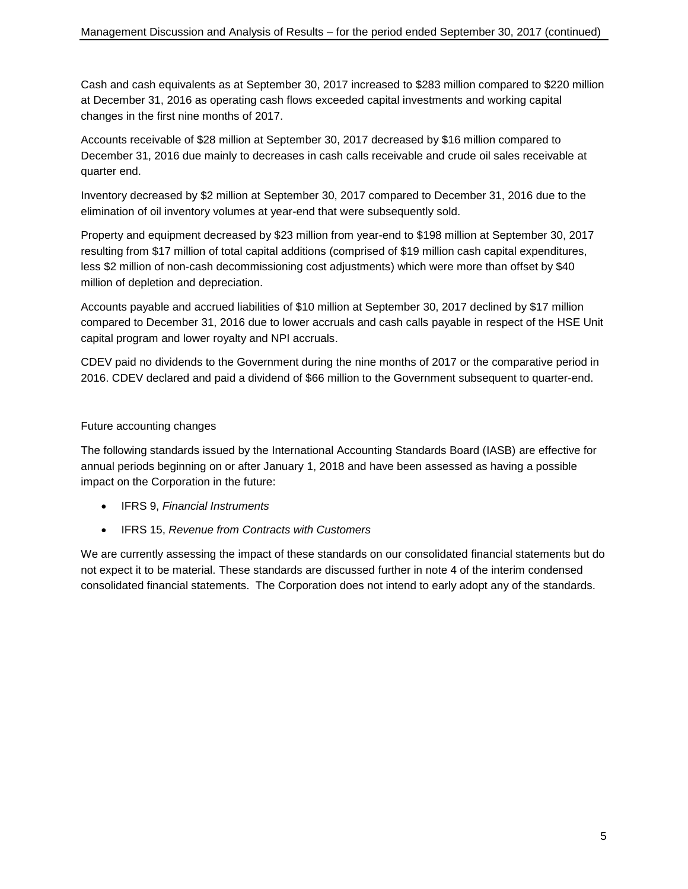Cash and cash equivalents as at September 30, 2017 increased to $283 million compared to $220 million at December 31, 2016 as operating cash flows exceeded capital investments and working capital changes in the first nine months of 2017.

Accounts receivable of $28 million at September 30, 2017 decreased by $16 million compared to December 31, 2016 due mainly to decreases in cash calls receivable and crude oil sales receivable at quarter end.

Inventory decreased by $2 million at September 30, 2017 compared to December 31, 2016 due to the elimination of oil inventory volumes at year-end that were subsequently sold.

Property and equipment decreased by $23 million from year-end to $198 million at September 30, 2017 resulting from $17 million of total capital additions (comprised of $19 million cash capital expenditures, less $2 million of non-cash decommissioning cost adjustments) which were more than offset by $40 million of depletion and depreciation.

Accounts payable and accrued liabilities of $10 million at September 30, 2017 declined by $17 million compared to December 31, 2016 due to lower accruals and cash calls payable in respect of the HSE Unit capital program and lower royalty and NPI accruals.

CDEV paid no dividends to the Government during the nine months of 2017 or the comparative period in 2016. CDEV declared and paid a dividend of $66 million to the Government subsequent to quarter-end.

## Future accounting changes

The following standards issued by the International Accounting Standards Board (IASB) are effective for annual periods beginning on or after January 1, 2018 and have been assessed as having a possible impact on the Corporation in the future:

- IFRS 9, *Financial Instruments*
- IFRS 15, *Revenue from Contracts with Customers*

We are currently assessing the impact of these standards on our consolidated financial statements but do not expect it to be material. These standards are discussed further in note 4 of the interim condensed consolidated financial statements. The Corporation does not intend to early adopt any of the standards.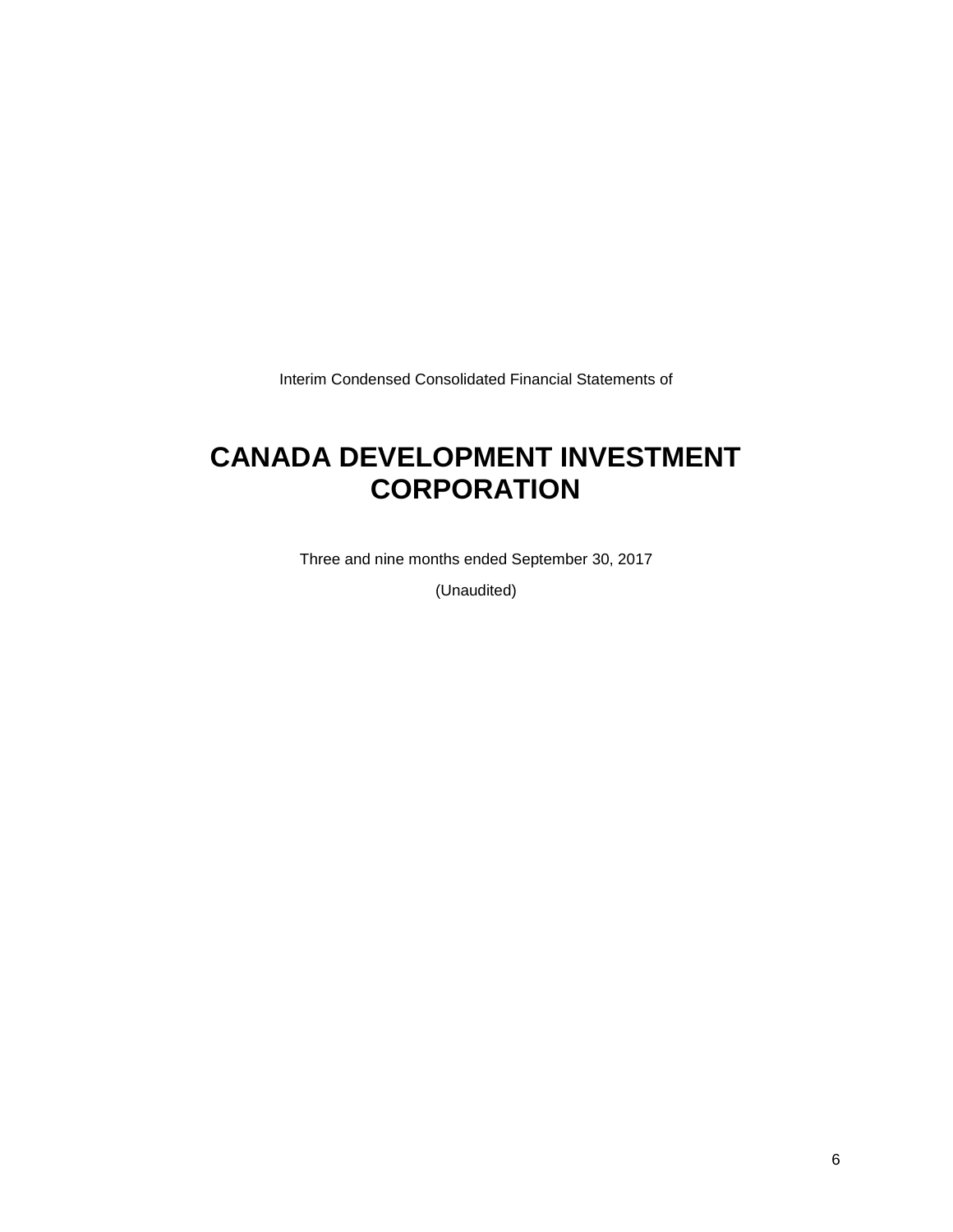Interim Condensed Consolidated Financial Statements of

# CANADA DEVELOPMENT INVESTMENT CORPORATION

Three and nine months ended September 30, 2017

(Unaudited)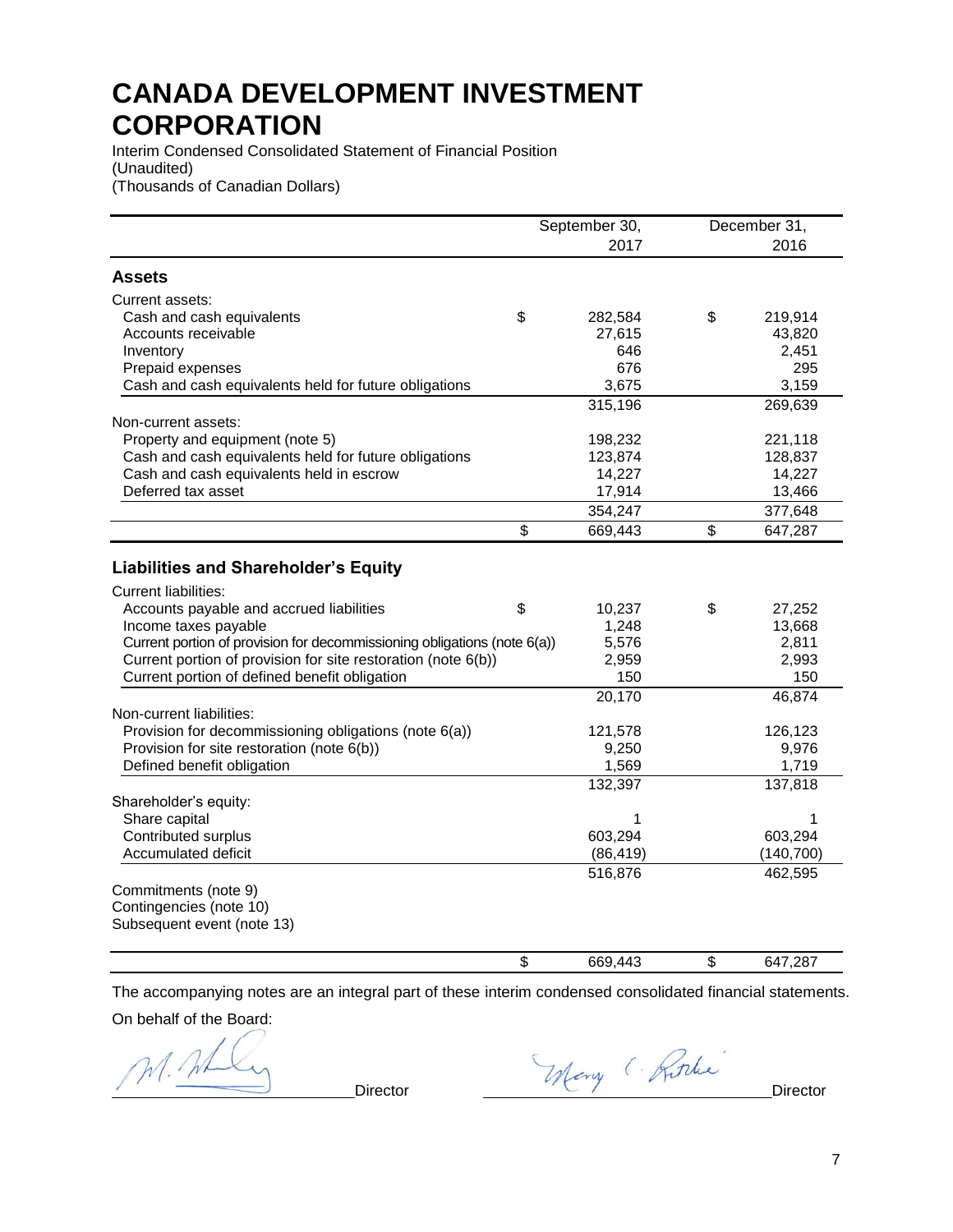# CANADA DEVELOPMENT INVESTMENT CORPORATION

Interim Condensed Consolidated Statement of Financial Position
(Unaudited)
(Thousands of Canadian Dollars)

| | September 30, 2017 | December 31, 2016 |
|---|---|---|
| **Assets** | | |
| Current assets: | | |
| Cash and cash equivalents | $ 282,584 | $ 219,914 |
| Accounts receivable | 27,615 | 43,820 |
| Inventory | 646 | 2,451 |
| Prepaid expenses | 676 | 295 |
| Cash and cash equivalents held for future obligations | 3,675 | 3,159 |
| | 315,196 | 269,639 |
| Non-current assets: | | |
| Property and equipment (note 5) | 198,232 | 221,118 |
| Cash and cash equivalents held for future obligations | 123,874 | 128,837 |
| Cash and cash equivalents held in escrow | 14,227 | 14,227 |
| Deferred tax asset | 17,914 | 13,466 |
| | 354,247 | 377,648 |
| | $ 669,443 | $ 647,287 |
| **Liabilities and Shareholder's Equity** | | |
| Current liabilities: | | |
| Accounts payable and accrued liabilities | $ 10,237 | $ 27,252 |
| Income taxes payable | 1,248 | 13,668 |
| Current portion of provision for decommissioning obligations (note 6(a)) | 5,576 | 2,811 |
| Current portion of provision for site restoration (note 6(b)) | 2,959 | 2,993 |
| Current portion of defined benefit obligation | 150 | 150 |
| | 20,170 | 46,874 |
| Non-current liabilities: | | |
| Provision for decommissioning obligations (note 6(a)) | 121,578 | 126,123 |
| Provision for site restoration (note 6(b)) | 9,250 | 9,976 |
| Defined benefit obligation | 1,569 | 1,719 |
| | 132,397 | 137,818 |
| Shareholder's equity: | | |
| Share capital | 1 | 1 |
| Contributed surplus | 603,294 | 603,294 |
| Accumulated deficit | (86,419) | (140,700) |
| | 516,876 | 462,595 |
| Commitments (note 9) | | |
| Contingencies (note 10) | | |
| Subsequent event (note 13) | | |
| | $ 669,443 | $ 647,287 |

The accompanying notes are an integral part of these interim condensed consolidated financial statements.

On behalf of the Board:

______________________ Director ______________________ Director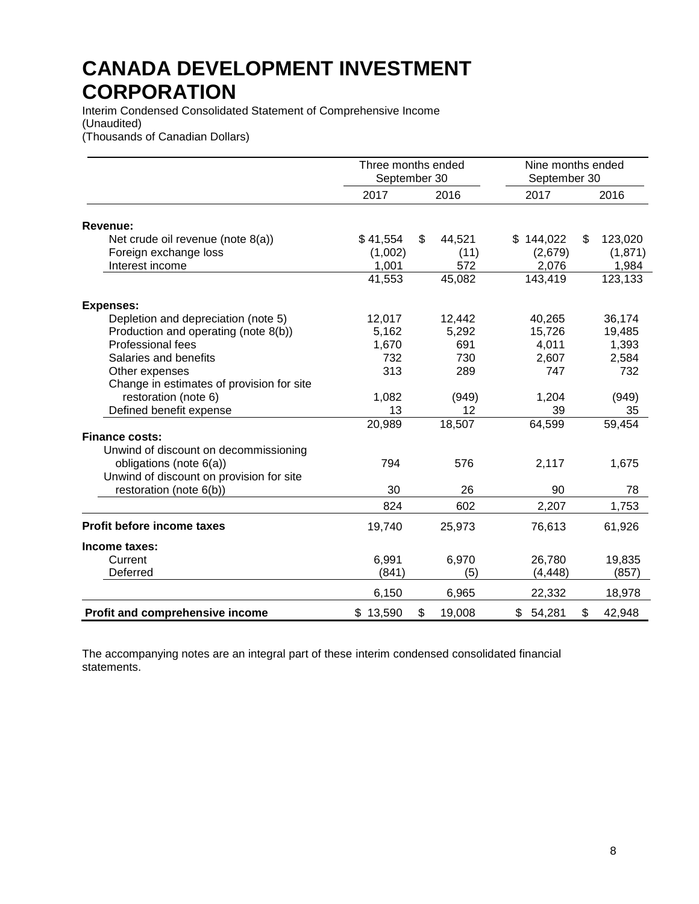# CANADA DEVELOPMENT INVESTMENT CORPORATION

Interim Condensed Consolidated Statement of Comprehensive Income
(Unaudited)
(Thousands of Canadian Dollars)

| | Three months ended September 30 | | Nine months ended September 30 | |
|---|---|---|---|---|
| | 2017 | 2016 | 2017 | 2016 |
| **Revenue:** | | | | |
| Net crude oil revenue (note 8(a)) | $ 41,554 | $ 44,521 | $ 144,022 | $ 123,020 |
| Foreign exchange loss | (1,002) | (11) | (2,679) | (1,871) |
| Interest income | 1,001 | 572 | 2,076 | 1,984 |
| | 41,553 | 45,082 | 143,419 | 123,133 |
| **Expenses:** | | | | |
| Depletion and depreciation (note 5) | 12,017 | 12,442 | 40,265 | 36,174 |
| Production and operating (note 8(b)) | 5,162 | 5,292 | 15,726 | 19,485 |
| Professional fees | 1,670 | 691 | 4,011 | 1,393 |
| Salaries and benefits | 732 | 730 | 2,607 | 2,584 |
| Other expenses | 313 | 289 | 747 | 732 |
| Change in estimates of provision for site restoration (note 6) | 1,082 | (949) | 1,204 | (949) |
| Defined benefit expense | 13 | 12 | 39 | 35 |
| | 20,989 | 18,507 | 64,599 | 59,454 |
| **Finance costs:** | | | | |
| Unwind of discount on decommissioning obligations (note 6(a)) | 794 | 576 | 2,117 | 1,675 |
| Unwind of discount on provision for site restoration (note 6(b)) | 30 | 26 | 90 | 78 |
| | 824 | 602 | 2,207 | 1,753 |
| **Profit before income taxes** | 19,740 | 25,973 | 76,613 | 61,926 |
| **Income taxes:** | | | | |
| Current | 6,991 | 6,970 | 26,780 | 19,835 |
| Deferred | (841) | (5) | (4,448) | (857) |
| | 6,150 | 6,965 | 22,332 | 18,978 |
| **Profit and comprehensive income** | $ 13,590 | $ 19,008 | $ 54,281 | $ 42,948 |

The accompanying notes are an integral part of these interim condensed consolidated financial statements.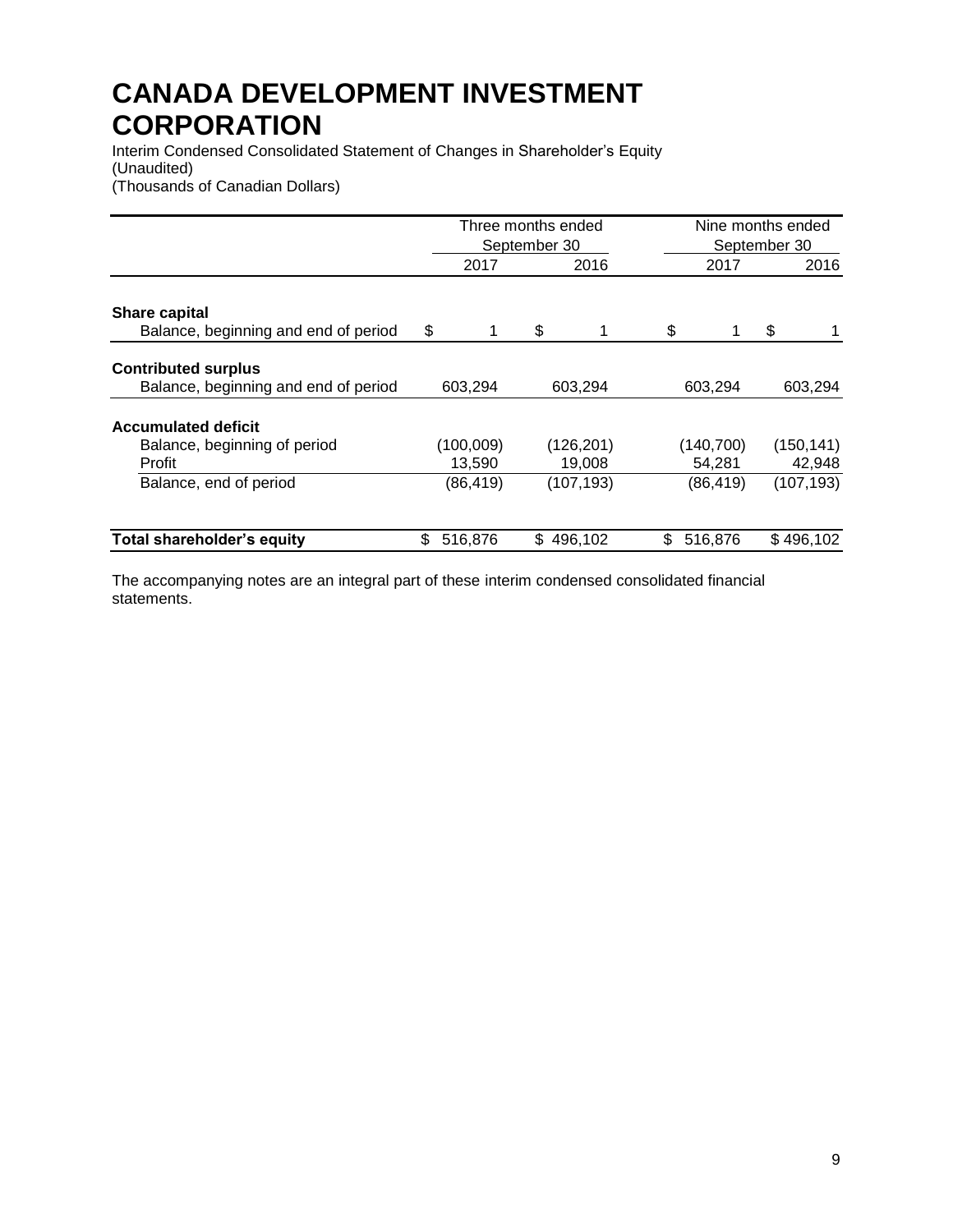# CANADA DEVELOPMENT INVESTMENT CORPORATION

Interim Condensed Consolidated Statement of Changes in Shareholder's Equity
(Unaudited)
(Thousands of Canadian Dollars)

| | Three months ended September 30 | | Nine months ended September 30 | |
|---|---|---|---|---|
| | 2017 | 2016 | 2017 | 2016 |
| **Share capital** | | | | |
| Balance, beginning and end of period | $ 1 | $ 1 | $ 1 | $ 1 |
| **Contributed surplus** | | | | |
| Balance, beginning and end of period | 603,294 | 603,294 | 603,294 | 603,294 |
| **Accumulated deficit** | | | | |
| Balance, beginning of period | (100,009) | (126,201) | (140,700) | (150,141) |
| Profit | 13,590 | 19,008 | 54,281 | 42,948 |
| Balance, end of period | (86,419) | (107,193) | (86,419) | (107,193) |
| **Total shareholder's equity** | $ 516,876 | $ 496,102 | $ 516,876 | $ 496,102 |

The accompanying notes are an integral part of these interim condensed consolidated financial statements.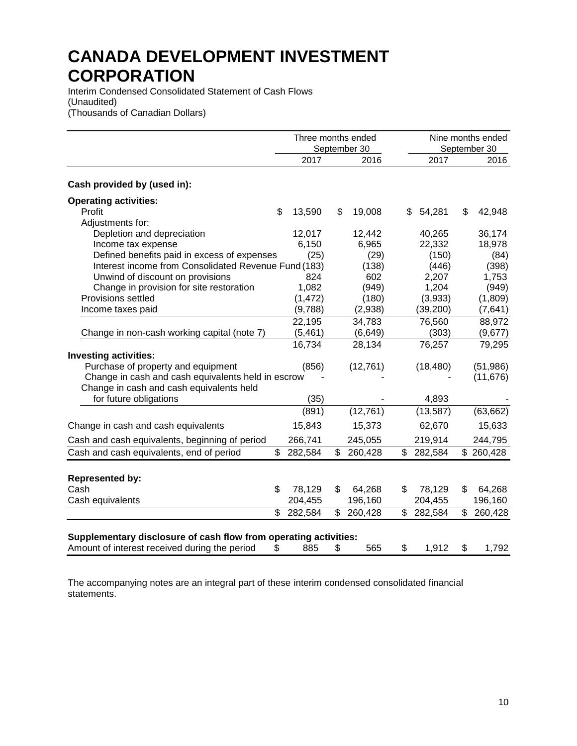# CANADA DEVELOPMENT INVESTMENT CORPORATION

Interim Condensed Consolidated Statement of Cash Flows
(Unaudited)
(Thousands of Canadian Dollars)

| | Three months ended September 30 | | Nine months ended September 30 | |
|---|---|---|---|---|
| | 2017 | 2016 | 2017 | 2016 |
| **Cash provided by (used in):** | | | | |
| **Operating activities:** | | | | |
| Profit | $ 13,590 | $ 19,008 | $ 54,281 | $ 42,948 |
| Adjustments for: | | | | |
| Depletion and depreciation | 12,017 | 12,442 | 40,265 | 36,174 |
| Income tax expense | 6,150 | 6,965 | 22,332 | 18,978 |
| Defined benefits paid in excess of expenses | (25) | (29) | (150) | (84) |
| Interest income from Consolidated Revenue Fund | (183) | (138) | (446) | (398) |
| Unwind of discount on provisions | 824 | 602 | 2,207 | 1,753 |
| Change in provision for site restoration | 1,082 | (949) | 1,204 | (949) |
| Provisions settled | (1,472) | (180) | (3,933) | (1,809) |
| Income taxes paid | (9,788) | (2,938) | (39,200) | (7,641) |
| | 22,195 | 34,783 | 76,560 | 88,972 |
| Change in non-cash working capital (note 7) | (5,461) | (6,649) | (303) | (9,677) |
| | 16,734 | 28,134 | 76,257 | 79,295 |
| **Investing activities:** | | | | |
| Purchase of property and equipment | (856) | (12,761) | (18,480) | (51,986) |
| Change in cash and cash equivalents held in escrow | - | - | - | (11,676) |
| Change in cash and cash equivalents held for future obligations | (35) | - | 4,893 | - |
| | (891) | (12,761) | (13,587) | (63,662) |
| Change in cash and cash equivalents | 15,843 | 15,373 | 62,670 | 15,633 |
| Cash and cash equivalents, beginning of period | 266,741 | 245,055 | 219,914 | 244,795 |
| Cash and cash equivalents, end of period | $ 282,584 | $ 260,428 | $ 282,584 | $ 260,428 |
| **Represented by:** | | | | |
| Cash | $ 78,129 | $ 64,268 | $ 78,129 | $ 64,268 |
| Cash equivalents | 204,455 | 196,160 | 204,455 | 196,160 |
| | $ 282,584 | $ 260,428 | $ 282,584 | $ 260,428 |
| **Supplementary disclosure of cash flow from operating activities:** | | | | |
| Amount of interest received during the period | $ 885 | $ 565 | $ 1,912 | $ 1,792 |

The accompanying notes are an integral part of these interim condensed consolidated financial statements.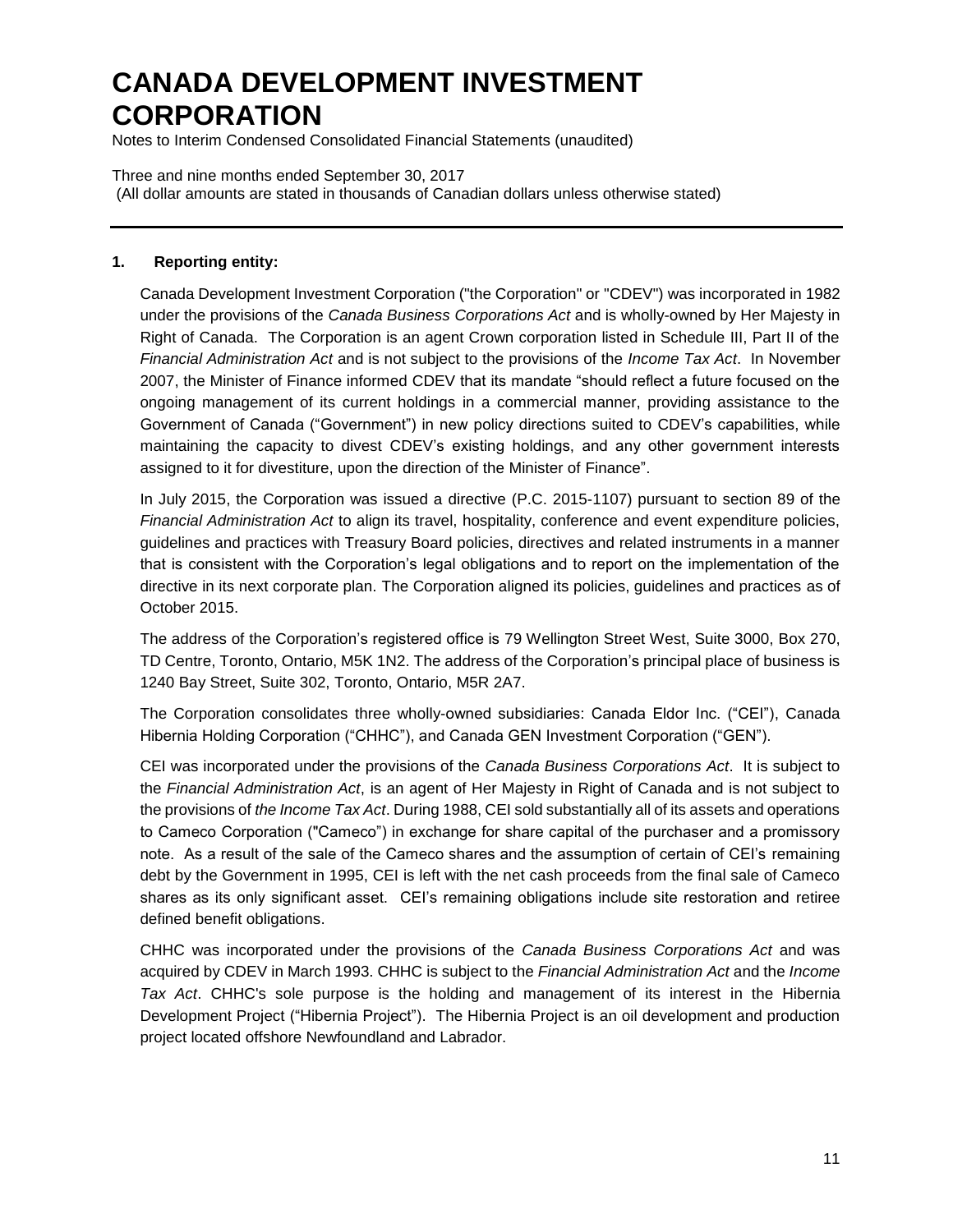# CANADA DEVELOPMENT INVESTMENT CORPORATION

Notes to Interim Condensed Consolidated Financial Statements (unaudited)

Three and nine months ended September 30, 2017
(All dollar amounts are stated in thousands of Canadian dollars unless otherwise stated)

## 1. Reporting entity:

Canada Development Investment Corporation ("the Corporation" or "CDEV") was incorporated in 1982 under the provisions of the *Canada Business Corporations Act* and is wholly-owned by Her Majesty in Right of Canada. The Corporation is an agent Crown corporation listed in Schedule III, Part II of the *Financial Administration Act* and is not subject to the provisions of the *Income Tax Act*. In November 2007, the Minister of Finance informed CDEV that its mandate "should reflect a future focused on the ongoing management of its current holdings in a commercial manner, providing assistance to the Government of Canada ("Government") in new policy directions suited to CDEV's capabilities, while maintaining the capacity to divest CDEV's existing holdings, and any other government interests assigned to it for divestiture, upon the direction of the Minister of Finance".

In July 2015, the Corporation was issued a directive (P.C. 2015-1107) pursuant to section 89 of the *Financial Administration Act* to align its travel, hospitality, conference and event expenditure policies, guidelines and practices with Treasury Board policies, directives and related instruments in a manner that is consistent with the Corporation's legal obligations and to report on the implementation of the directive in its next corporate plan. The Corporation aligned its policies, guidelines and practices as of October 2015.

The address of the Corporation's registered office is 79 Wellington Street West, Suite 3000, Box 270, TD Centre, Toronto, Ontario, M5K 1N2. The address of the Corporation's principal place of business is 1240 Bay Street, Suite 302, Toronto, Ontario, M5R 2A7.

The Corporation consolidates three wholly-owned subsidiaries: Canada Eldor Inc. ("CEI"), Canada Hibernia Holding Corporation ("CHHC"), and Canada GEN Investment Corporation ("GEN").

CEI was incorporated under the provisions of the *Canada Business Corporations Act*. It is subject to the *Financial Administration Act*, is an agent of Her Majesty in Right of Canada and is not subject to the provisions of *the Income Tax Act*. During 1988, CEI sold substantially all of its assets and operations to Cameco Corporation ("Cameco") in exchange for share capital of the purchaser and a promissory note. As a result of the sale of the Cameco shares and the assumption of certain of CEI's remaining debt by the Government in 1995, CEI is left with the net cash proceeds from the final sale of Cameco shares as its only significant asset. CEI's remaining obligations include site restoration and retiree defined benefit obligations.

CHHC was incorporated under the provisions of the *Canada Business Corporations Act* and was acquired by CDEV in March 1993. CHHC is subject to the *Financial Administration Act* and the *Income Tax Act*. CHHC's sole purpose is the holding and management of its interest in the Hibernia Development Project ("Hibernia Project"). The Hibernia Project is an oil development and production project located offshore Newfoundland and Labrador.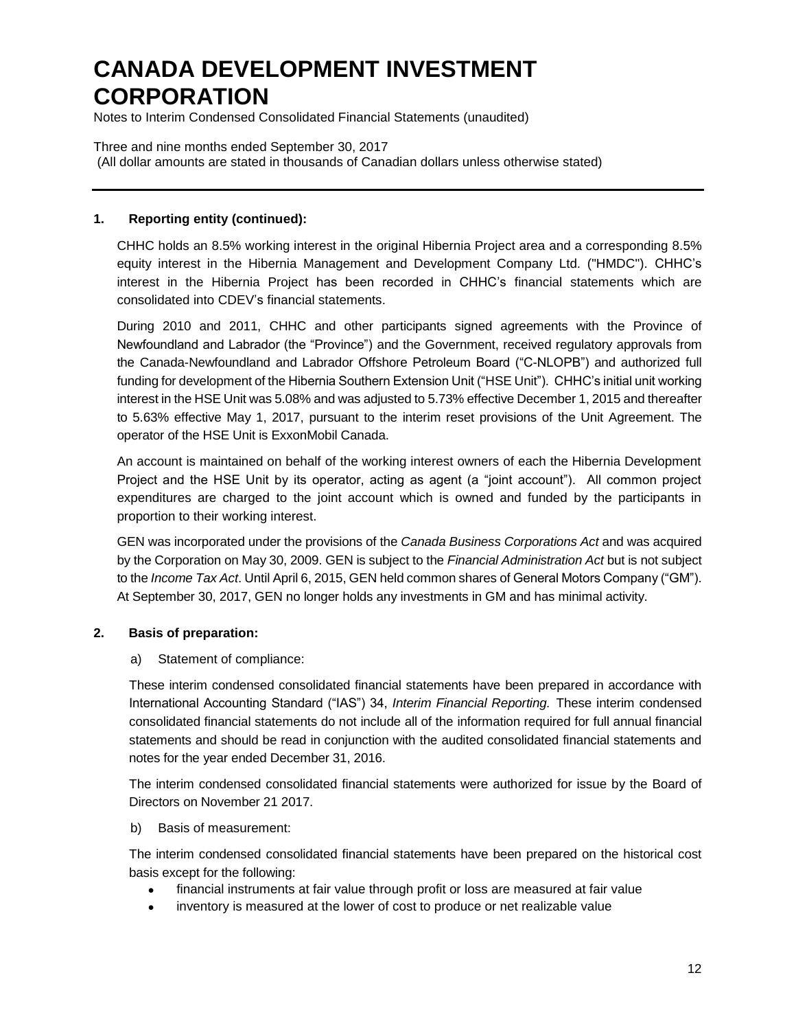# CANADA DEVELOPMENT INVESTMENT CORPORATION

Notes to Interim Condensed Consolidated Financial Statements (unaudited)

Three and nine months ended September 30, 2017
(All dollar amounts are stated in thousands of Canadian dollars unless otherwise stated)

---

**1. Reporting entity (continued):**

CHHC holds an 8.5% working interest in the original Hibernia Project area and a corresponding 8.5% equity interest in the Hibernia Management and Development Company Ltd. ("HMDC"). CHHC's interest in the Hibernia Project has been recorded in CHHC's financial statements which are consolidated into CDEV's financial statements.

During 2010 and 2011, CHHC and other participants signed agreements with the Province of Newfoundland and Labrador (the "Province") and the Government, received regulatory approvals from the Canada-Newfoundland and Labrador Offshore Petroleum Board ("C-NLOPB") and authorized full funding for development of the Hibernia Southern Extension Unit ("HSE Unit"). CHHC's initial unit working interest in the HSE Unit was 5.08% and was adjusted to 5.73% effective December 1, 2015 and thereafter to 5.63% effective May 1, 2017, pursuant to the interim reset provisions of the Unit Agreement. The operator of the HSE Unit is ExxonMobil Canada.

An account is maintained on behalf of the working interest owners of each the Hibernia Development Project and the HSE Unit by its operator, acting as agent (a "joint account"). All common project expenditures are charged to the joint account which is owned and funded by the participants in proportion to their working interest.

GEN was incorporated under the provisions of the *Canada Business Corporations Act* and was acquired by the Corporation on May 30, 2009. GEN is subject to the *Financial Administration Act* but is not subject to the *Income Tax Act*. Until April 6, 2015, GEN held common shares of General Motors Company ("GM"). At September 30, 2017, GEN no longer holds any investments in GM and has minimal activity.

**2. Basis of preparation:**

a) Statement of compliance:

These interim condensed consolidated financial statements have been prepared in accordance with International Accounting Standard ("IAS") 34, *Interim Financial Reporting.* These interim condensed consolidated financial statements do not include all of the information required for full annual financial statements and should be read in conjunction with the audited consolidated financial statements and notes for the year ended December 31, 2016.

The interim condensed consolidated financial statements were authorized for issue by the Board of Directors on November 21 2017.

b) Basis of measurement:

The interim condensed consolidated financial statements have been prepared on the historical cost basis except for the following:

- financial instruments at fair value through profit or loss are measured at fair value
- inventory is measured at the lower of cost to produce or net realizable value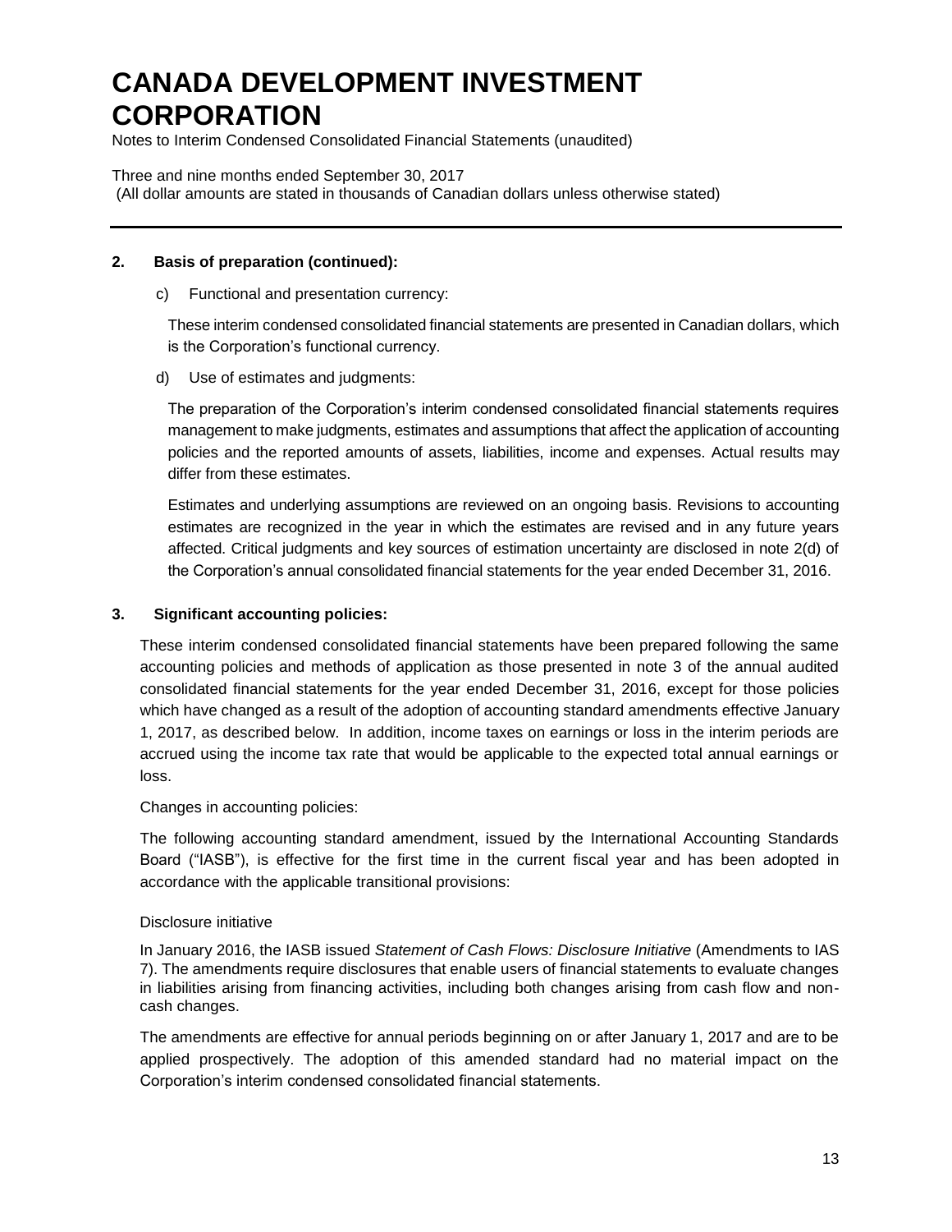### 2. Basis of preparation (continued):

c) Functional and presentation currency:

These interim condensed consolidated financial statements are presented in Canadian dollars, which is the Corporation's functional currency.

d) Use of estimates and judgments:

The preparation of the Corporation's interim condensed consolidated financial statements requires management to make judgments, estimates and assumptions that affect the application of accounting policies and the reported amounts of assets, liabilities, income and expenses. Actual results may differ from these estimates.

Estimates and underlying assumptions are reviewed on an ongoing basis. Revisions to accounting estimates are recognized in the year in which the estimates are revised and in any future years affected. Critical judgments and key sources of estimation uncertainty are disclosed in note 2(d) of the Corporation's annual consolidated financial statements for the year ended December 31, 2016.

### 3. Significant accounting policies:

These interim condensed consolidated financial statements have been prepared following the same accounting policies and methods of application as those presented in note 3 of the annual audited consolidated financial statements for the year ended December 31, 2016, except for those policies which have changed as a result of the adoption of accounting standard amendments effective January 1, 2017, as described below. In addition, income taxes on earnings or loss in the interim periods are accrued using the income tax rate that would be applicable to the expected total annual earnings or loss.

Changes in accounting policies:

The following accounting standard amendment, issued by the International Accounting Standards Board ("IASB"), is effective for the first time in the current fiscal year and has been adopted in accordance with the applicable transitional provisions:

Disclosure initiative

In January 2016, the IASB issued *Statement of Cash Flows: Disclosure Initiative* (Amendments to IAS 7). The amendments require disclosures that enable users of financial statements to evaluate changes in liabilities arising from financing activities, including both changes arising from cash flow and non-cash changes.

The amendments are effective for annual periods beginning on or after January 1, 2017 and are to be applied prospectively. The adoption of this amended standard had no material impact on the Corporation's interim condensed consolidated financial statements.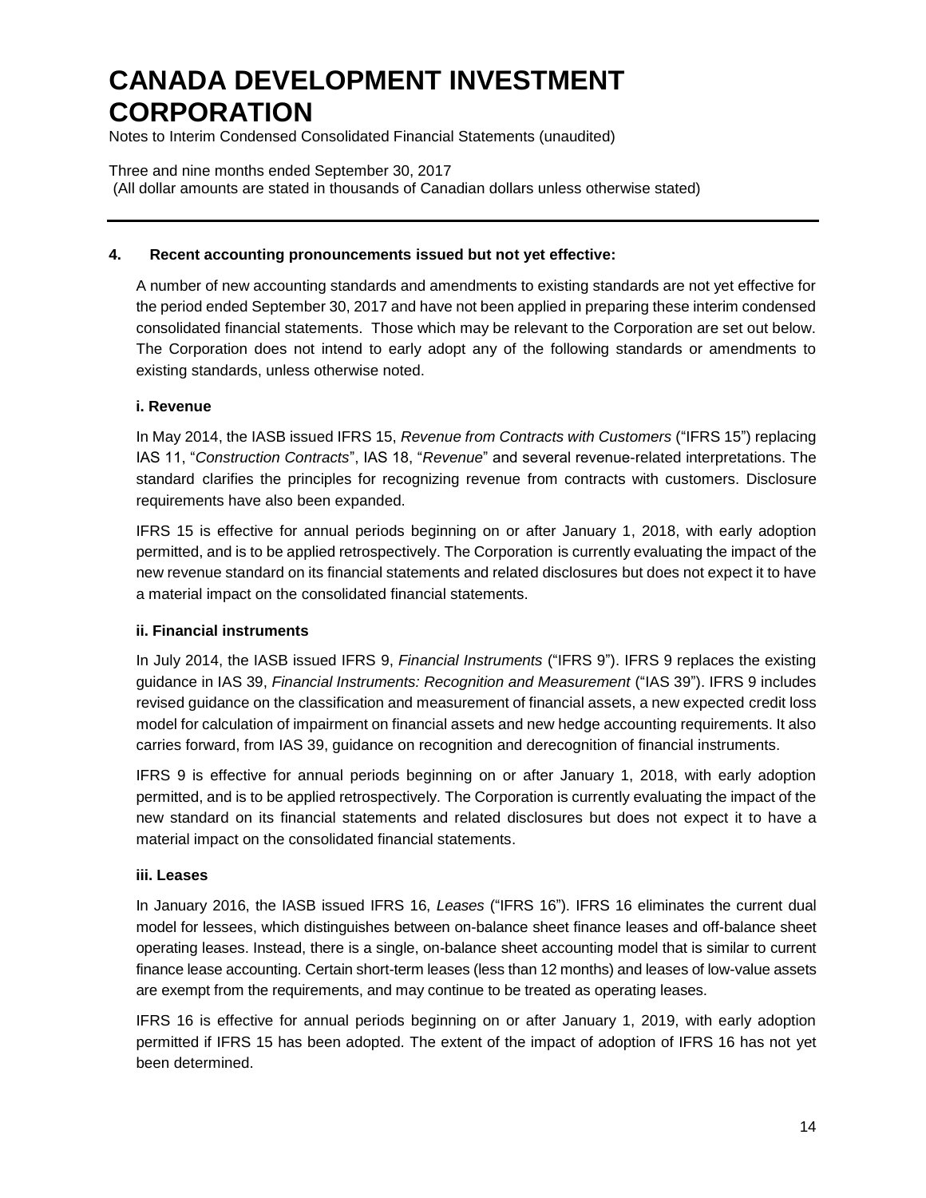# CANADA DEVELOPMENT INVESTMENT CORPORATION

Notes to Interim Condensed Consolidated Financial Statements (unaudited)

Three and nine months ended September 30, 2017
(All dollar amounts are stated in thousands of Canadian dollars unless otherwise stated)

---

## 4. Recent accounting pronouncements issued but not yet effective:

A number of new accounting standards and amendments to existing standards are not yet effective for the period ended September 30, 2017 and have not been applied in preparing these interim condensed consolidated financial statements. Those which may be relevant to the Corporation are set out below. The Corporation does not intend to early adopt any of the following standards or amendments to existing standards, unless otherwise noted.

### i. Revenue

In May 2014, the IASB issued IFRS 15, *Revenue from Contracts with Customers* ("IFRS 15") replacing IAS 11, "*Construction Contracts*", IAS 18, "*Revenue*" and several revenue-related interpretations. The standard clarifies the principles for recognizing revenue from contracts with customers. Disclosure requirements have also been expanded.

IFRS 15 is effective for annual periods beginning on or after January 1, 2018, with early adoption permitted, and is to be applied retrospectively. The Corporation is currently evaluating the impact of the new revenue standard on its financial statements and related disclosures but does not expect it to have a material impact on the consolidated financial statements.

### ii. Financial instruments

In July 2014, the IASB issued IFRS 9, *Financial Instruments* ("IFRS 9"). IFRS 9 replaces the existing guidance in IAS 39, *Financial Instruments: Recognition and Measurement* ("IAS 39"). IFRS 9 includes revised guidance on the classification and measurement of financial assets, a new expected credit loss model for calculation of impairment on financial assets and new hedge accounting requirements. It also carries forward, from IAS 39, guidance on recognition and derecognition of financial instruments.

IFRS 9 is effective for annual periods beginning on or after January 1, 2018, with early adoption permitted, and is to be applied retrospectively. The Corporation is currently evaluating the impact of the new standard on its financial statements and related disclosures but does not expect it to have a material impact on the consolidated financial statements.

### iii. Leases

In January 2016, the IASB issued IFRS 16, *Leases* ("IFRS 16"). IFRS 16 eliminates the current dual model for lessees, which distinguishes between on-balance sheet finance leases and off-balance sheet operating leases. Instead, there is a single, on-balance sheet accounting model that is similar to current finance lease accounting. Certain short-term leases (less than 12 months) and leases of low-value assets are exempt from the requirements, and may continue to be treated as operating leases.

IFRS 16 is effective for annual periods beginning on or after January 1, 2019, with early adoption permitted if IFRS 15 has been adopted. The extent of the impact of adoption of IFRS 16 has not yet been determined.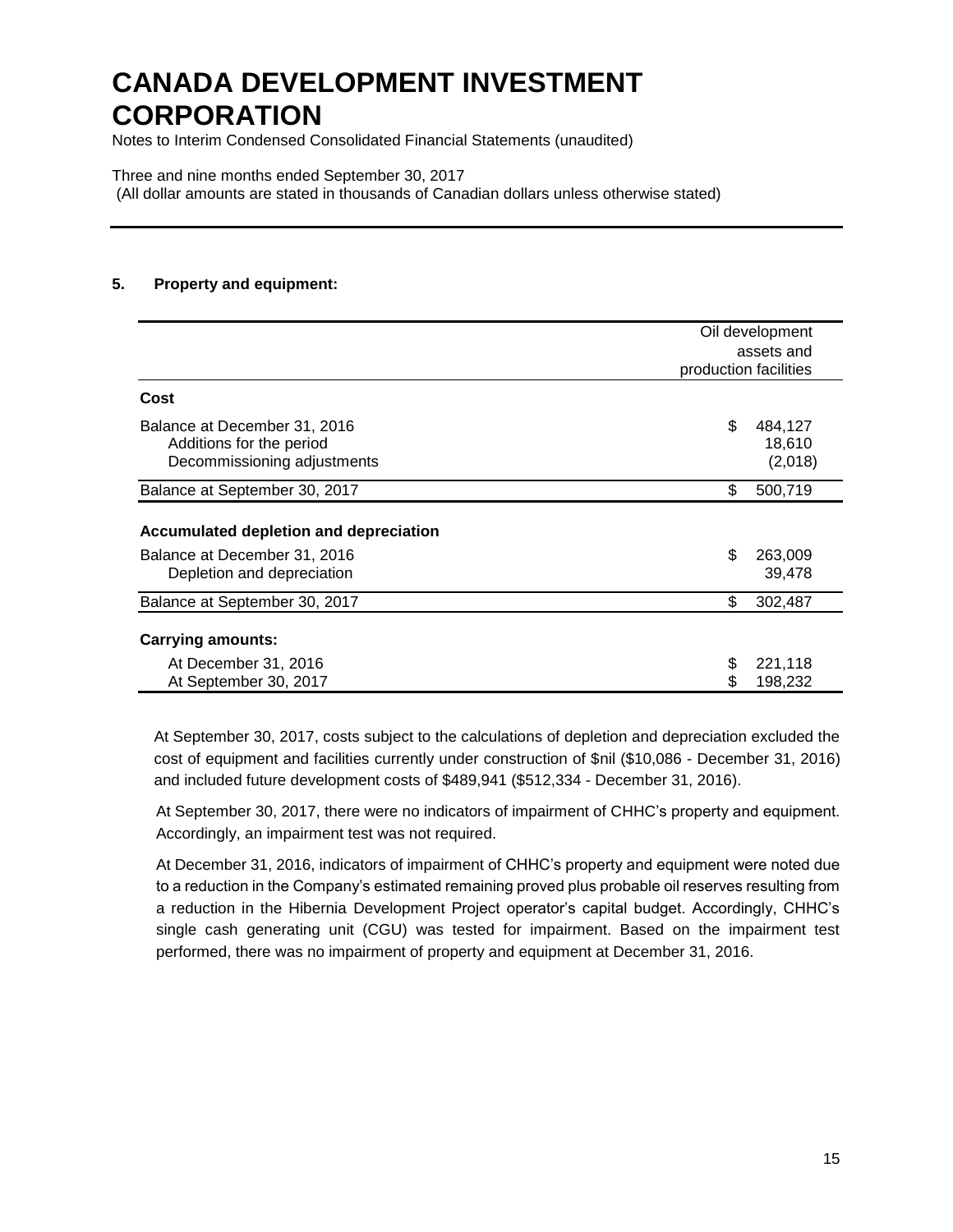# CANADA DEVELOPMENT INVESTMENT CORPORATION

Notes to Interim Condensed Consolidated Financial Statements (unaudited)

Three and nine months ended September 30, 2017
(All dollar amounts are stated in thousands of Canadian dollars unless otherwise stated)

## 5. Property and equipment:

| | Oil development assets and production facilities |
|---|---|
| **Cost** | |
| Balance at December 31, 2016 | $ 484,127 |
| Additions for the period | 18,610 |
| Decommissioning adjustments | (2,018) |
| Balance at September 30, 2017 | $ 500,719 |
| **Accumulated depletion and depreciation** | |
| Balance at December 31, 2016 | $ 263,009 |
| Depletion and depreciation | 39,478 |
| Balance at September 30, 2017 | $ 302,487 |
| **Carrying amounts:** | |
| At December 31, 2016 | $ 221,118 |
| At September 30, 2017 | $ 198,232 |

At September 30, 2017, costs subject to the calculations of depletion and depreciation excluded the cost of equipment and facilities currently under construction of $nil ($10,086 - December 31, 2016) and included future development costs of $489,941 ($512,334 - December 31, 2016).

At September 30, 2017, there were no indicators of impairment of CHHC's property and equipment. Accordingly, an impairment test was not required.

At December 31, 2016, indicators of impairment of CHHC's property and equipment were noted due to a reduction in the Company's estimated remaining proved plus probable oil reserves resulting from a reduction in the Hibernia Development Project operator's capital budget. Accordingly, CHHC's single cash generating unit (CGU) was tested for impairment. Based on the impairment test performed, there was no impairment of property and equipment at December 31, 2016.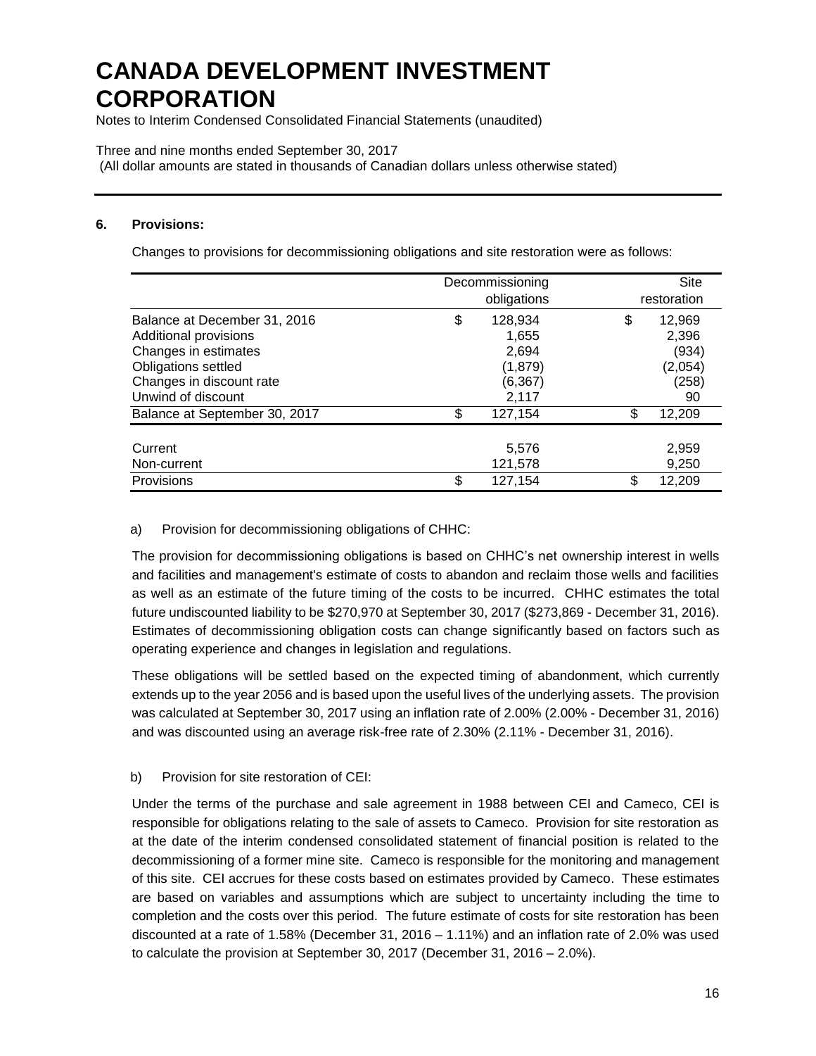# CANADA DEVELOPMENT INVESTMENT CORPORATION

Notes to Interim Condensed Consolidated Financial Statements (unaudited)

Three and nine months ended September 30, 2017
(All dollar amounts are stated in thousands of Canadian dollars unless otherwise stated)

**6. Provisions:**

Changes to provisions for decommissioning obligations and site restoration were as follows:

| | Decommissioning obligations | Site restoration |
|---|---|---|
| Balance at December 31, 2016 | $ 128,934 | $ 12,969 |
| Additional provisions | 1,655 | 2,396 |
| Changes in estimates | 2,694 | (934) |
| Obligations settled | (1,879) | (2,054) |
| Changes in discount rate | (6,367) | (258) |
| Unwind of discount | 2,117 | 90 |
| Balance at September 30, 2017 | $ 127,154 | $ 12,209 |
| | | |
| Current | 5,576 | 2,959 |
| Non-current | 121,578 | 9,250 |
| Provisions | $ 127,154 | $ 12,209 |

a) Provision for decommissioning obligations of CHHC:

The provision for decommissioning obligations is based on CHHC's net ownership interest in wells and facilities and management's estimate of costs to abandon and reclaim those wells and facilities as well as an estimate of the future timing of the costs to be incurred. CHHC estimates the total future undiscounted liability to be $270,970 at September 30, 2017 ($273,869 - December 31, 2016). Estimates of decommissioning obligation costs can change significantly based on factors such as operating experience and changes in legislation and regulations.

These obligations will be settled based on the expected timing of abandonment, which currently extends up to the year 2056 and is based upon the useful lives of the underlying assets. The provision was calculated at September 30, 2017 using an inflation rate of 2.00% (2.00% - December 31, 2016) and was discounted using an average risk-free rate of 2.30% (2.11% - December 31, 2016).

b) Provision for site restoration of CEI:

Under the terms of the purchase and sale agreement in 1988 between CEI and Cameco, CEI is responsible for obligations relating to the sale of assets to Cameco. Provision for site restoration as at the date of the interim condensed consolidated statement of financial position is related to the decommissioning of a former mine site. Cameco is responsible for the monitoring and management of this site. CEI accrues for these costs based on estimates provided by Cameco. These estimates are based on variables and assumptions which are subject to uncertainty including the time to completion and the costs over this period. The future estimate of costs for site restoration has been discounted at a rate of 1.58% (December 31, 2016 – 1.11%) and an inflation rate of 2.0% was used to calculate the provision at September 30, 2017 (December 31, 2016 – 2.0%).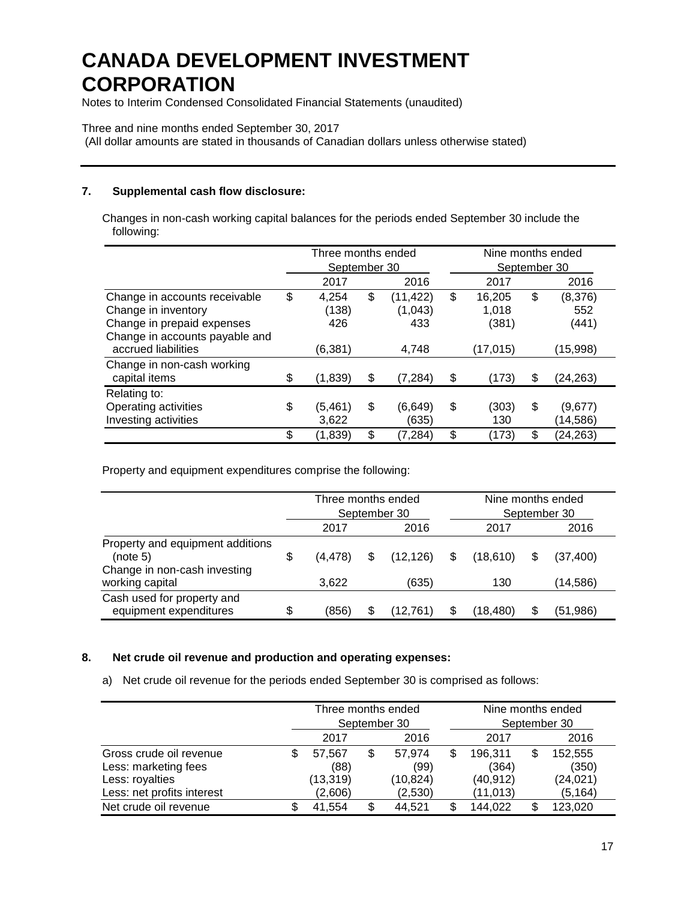# CANADA DEVELOPMENT INVESTMENT CORPORATION

Notes to Interim Condensed Consolidated Financial Statements (unaudited)

Three and nine months ended September 30, 2017
(All dollar amounts are stated in thousands of Canadian dollars unless otherwise stated)

**7. Supplemental cash flow disclosure:**

Changes in non-cash working capital balances for the periods ended September 30 include the following:

| | Three months ended September 30 | | Nine months ended September 30 | |
|---|---|---|---|---|
| | 2017 | 2016 | 2017 | 2016 |
| Change in accounts receivable | $ 4,254 | $ (11,422) | $ 16,205 | $ (8,376) |
| Change in inventory | (138) | (1,043) | 1,018 | 552 |
| Change in prepaid expenses | 426 | 433 | (381) | (441) |
| Change in accounts payable and accrued liabilities | (6,381) | 4,748 | (17,015) | (15,998) |
| Change in non-cash working capital items | $ (1,839) | $ (7,284) | $ (173) | $ (24,263) |
| Relating to: | | | | |
| Operating activities | $ (5,461) | $ (6,649) | $ (303) | $ (9,677) |
| Investing activities | 3,622 | (635) | 130 | (14,586) |
| | $ (1,839) | $ (7,284) | $ (173) | $ (24,263) |

Property and equipment expenditures comprise the following:

| | Three months ended September 30 | | Nine months ended September 30 | |
|---|---|---|---|---|
| | 2017 | 2016 | 2017 | 2016 |
| Property and equipment additions (note 5) | $ (4,478) | $ (12,126) | $ (18,610) | $ (37,400) |
| Change in non-cash investing working capital | 3,622 | (635) | 130 | (14,586) |
| Cash used for property and equipment expenditures | $ (856) | $ (12,761) | $ (18,480) | $ (51,986) |

**8. Net crude oil revenue and production and operating expenses:**

a) Net crude oil revenue for the periods ended September 30 is comprised as follows:

| | Three months ended September 30 | | Nine months ended September 30 | |
|---|---|---|---|---|
| | 2017 | 2016 | 2017 | 2016 |
| Gross crude oil revenue | $ 57,567 | $ 57,974 | $ 196,311 | $ 152,555 |
| Less: marketing fees | (88) | (99) | (364) | (350) |
| Less: royalties | (13,319) | (10,824) | (40,912) | (24,021) |
| Less: net profits interest | (2,606) | (2,530) | (11,013) | (5,164) |
| Net crude oil revenue | $ 41,554 | $ 44,521 | $ 144,022 | $ 123,020 |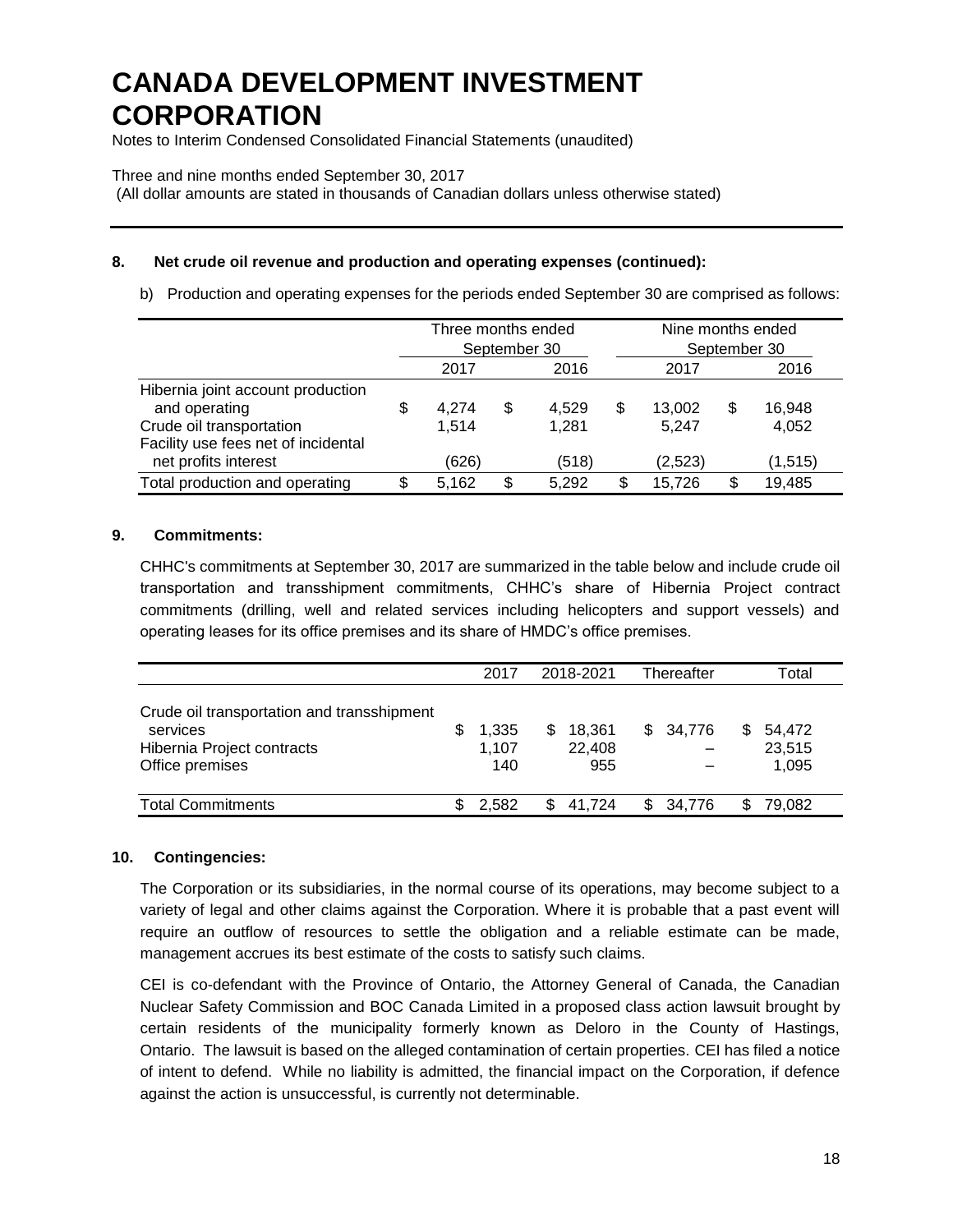# CANADA DEVELOPMENT INVESTMENT CORPORATION

Notes to Interim Condensed Consolidated Financial Statements (unaudited)

Three and nine months ended September 30, 2017
(All dollar amounts are stated in thousands of Canadian dollars unless otherwise stated)

**8. Net crude oil revenue and production and operating expenses (continued):**

b) Production and operating expenses for the periods ended September 30 are comprised as follows:

| | Three months ended September 30 | | Nine months ended September 30 | |
|---|---|---|---|---|
| | 2017 | 2016 | 2017 | 2016 |
| Hibernia joint account production and operating | $ 4,274 | $ 4,529 | $ 13,002 | $ 16,948 |
| Crude oil transportation | 1,514 | 1,281 | 5,247 | 4,052 |
| Facility use fees net of incidental net profits interest | (626) | (518) | (2,523) | (1,515) |
| Total production and operating | $ 5,162 | $ 5,292 | $ 15,726 | $ 19,485 |

**9. Commitments:**

CHHC's commitments at September 30, 2017 are summarized in the table below and include crude oil transportation and transshipment commitments, CHHC's share of Hibernia Project contract commitments (drilling, well and related services including helicopters and support vessels) and operating leases for its office premises and its share of HMDC's office premises.

| | 2017 | 2018-2021 | Thereafter | Total |
|---|---|---|---|---|
| Crude oil transportation and transshipment services | $ 1,335 | $ 18,361 | $ 34,776 | $ 54,472 |
| Hibernia Project contracts | 1,107 | 22,408 | – | 23,515 |
| Office premises | 140 | 955 | – | 1,095 |
| Total Commitments | $ 2,582 | $ 41,724 | $ 34,776 | $ 79,082 |

**10. Contingencies:**

The Corporation or its subsidiaries, in the normal course of its operations, may become subject to a variety of legal and other claims against the Corporation. Where it is probable that a past event will require an outflow of resources to settle the obligation and a reliable estimate can be made, management accrues its best estimate of the costs to satisfy such claims.

CEI is co-defendant with the Province of Ontario, the Attorney General of Canada, the Canadian Nuclear Safety Commission and BOC Canada Limited in a proposed class action lawsuit brought by certain residents of the municipality formerly known as Deloro in the County of Hastings, Ontario. The lawsuit is based on the alleged contamination of certain properties. CEI has filed a notice of intent to defend. While no liability is admitted, the financial impact on the Corporation, if defence against the action is unsuccessful, is currently not determinable.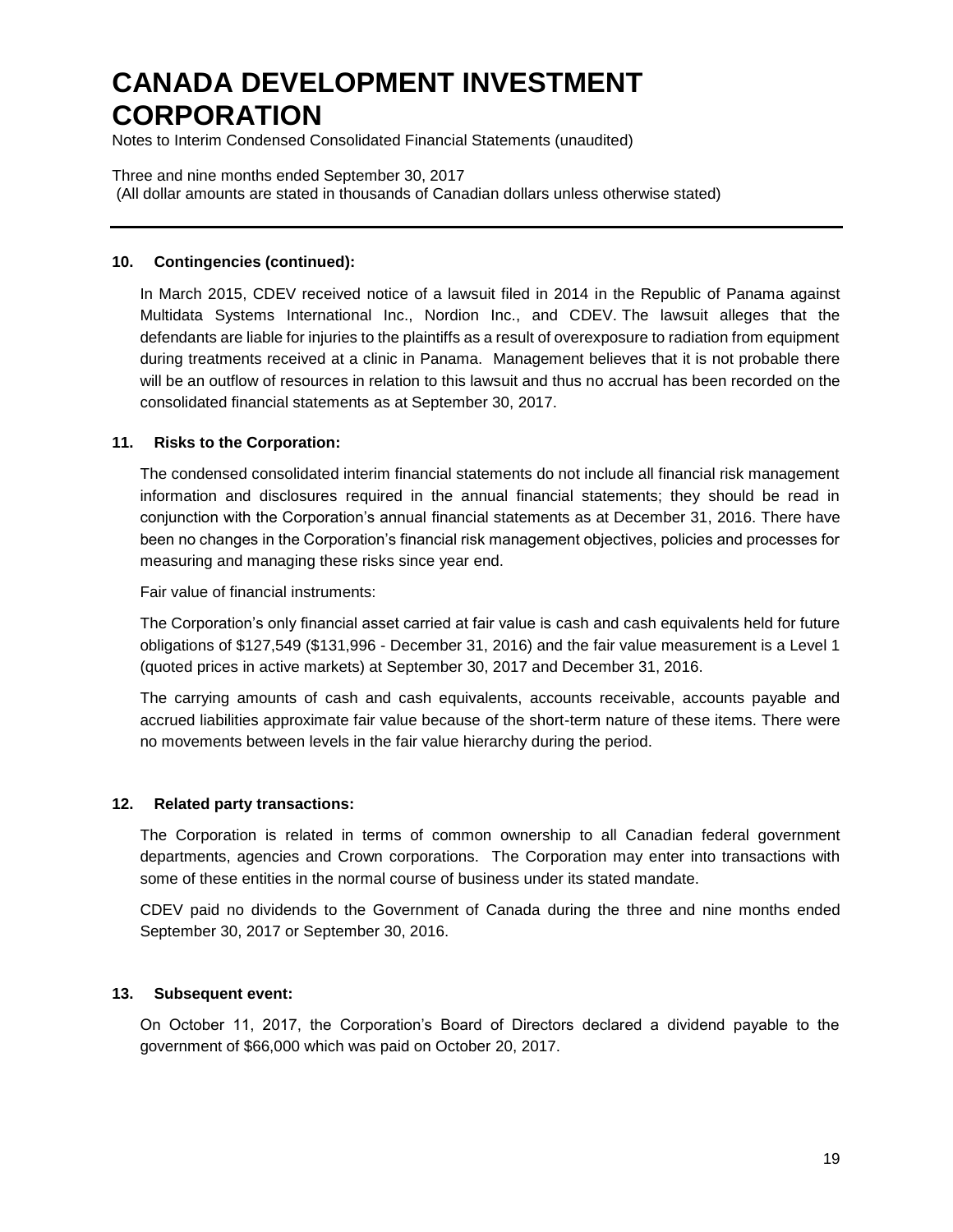### 10. Contingencies (continued):

In March 2015, CDEV received notice of a lawsuit filed in 2014 in the Republic of Panama against Multidata Systems International Inc., Nordion Inc., and CDEV. The lawsuit alleges that the defendants are liable for injuries to the plaintiffs as a result of overexposure to radiation from equipment during treatments received at a clinic in Panama. Management believes that it is not probable there will be an outflow of resources in relation to this lawsuit and thus no accrual has been recorded on the consolidated financial statements as at September 30, 2017.

### 11. Risks to the Corporation:

The condensed consolidated interim financial statements do not include all financial risk management information and disclosures required in the annual financial statements; they should be read in conjunction with the Corporation's annual financial statements as at December 31, 2016. There have been no changes in the Corporation's financial risk management objectives, policies and processes for measuring and managing these risks since year end.

Fair value of financial instruments:

The Corporation's only financial asset carried at fair value is cash and cash equivalents held for future obligations of $127,549 ($131,996 - December 31, 2016) and the fair value measurement is a Level 1 (quoted prices in active markets) at September 30, 2017 and December 31, 2016.

The carrying amounts of cash and cash equivalents, accounts receivable, accounts payable and accrued liabilities approximate fair value because of the short-term nature of these items. There were no movements between levels in the fair value hierarchy during the period.

### 12. Related party transactions:

The Corporation is related in terms of common ownership to all Canadian federal government departments, agencies and Crown corporations. The Corporation may enter into transactions with some of these entities in the normal course of business under its stated mandate.

CDEV paid no dividends to the Government of Canada during the three and nine months ended September 30, 2017 or September 30, 2016.

### 13. Subsequent event:

On October 11, 2017, the Corporation's Board of Directors declared a dividend payable to the government of $66,000 which was paid on October 20, 2017.